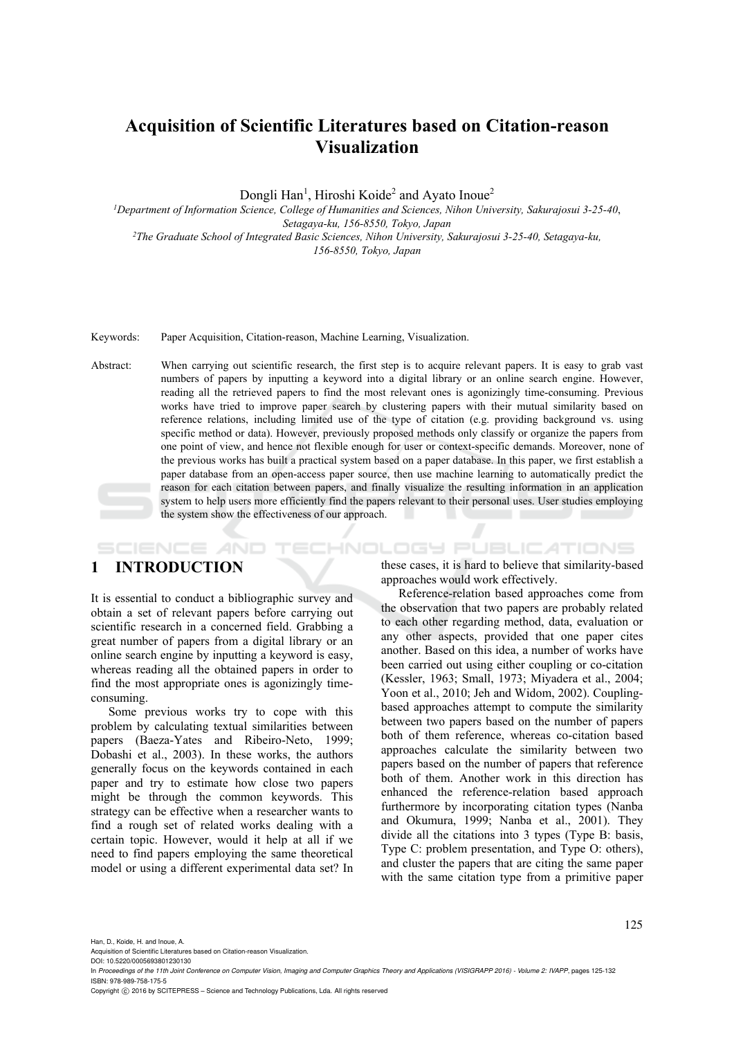# Acquisition of Scientific Literatures based on Citation-reason Visualization

Dongli Han[1], Hiroshi Koide[2] and Ayato Inoue[2]

[1]*Department of Information Science, College of Humanities and Sciences, Nihon University, Sakurajosui 3-25-40, Setagaya-ku, 156-8550, Tokyo, Japan*

[2]*The Graduate School of Integrated Basic Sciences, Nihon University, Sakurajosui 3-25-40, Setagaya-ku, 156-8550, Tokyo, Japan*

Keywords: Paper Acquisition, Citation-reason, Machine Learning, Visualization.

Abstract: When carrying out scientific research, the first step is to acquire relevant papers. It is easy to grab vast numbers of papers by inputting a keyword into a digital library or an online search engine. However, reading all the retrieved papers to find the most relevant ones is agonizingly time-consuming. Previous works have tried to improve paper search by clustering papers with their mutual similarity based on reference relations, including limited use of the type of citation (e.g. providing background vs. using specific method or data). However, previously proposed methods only classify or organize the papers from one point of view, and hence not flexible enough for user or context-specific demands. Moreover, none of the previous works has built a practical system based on a paper database. In this paper, we first establish a paper database from an open-access paper source, then use machine learning to automatically predict the reason for each citation between papers, and finally visualize the resulting information in an application system to help users more efficiently find the papers relevant to their personal uses. User studies employing the system show the effectiveness of our approach.

## 1 INTRODUCTION

It is essential to conduct a bibliographic survey and obtain a set of relevant papers before carrying out scientific research in a concerned field. Grabbing a great number of papers from a digital library or an online search engine by inputting a keyword is easy, whereas reading all the obtained papers in order to find the most appropriate ones is agonizingly time-consuming.

Some previous works try to cope with this problem by calculating textual similarities between papers (Baeza-Yates and Ribeiro-Neto, 1999; Dobashi et al., 2003). In these works, the authors generally focus on the keywords contained in each paper and try to estimate how close two papers might be through the common keywords. This strategy can be effective when a researcher wants to find a rough set of related works dealing with a certain topic. However, would it help at all if we need to find papers employing the same theoretical model or using a different experimental data set? In these cases, it is hard to believe that similarity-based approaches would work effectively.

Reference-relation based approaches come from the observation that two papers are probably related to each other regarding method, data, evaluation or any other aspects, provided that one paper cites another. Based on this idea, a number of works have been carried out using either coupling or co-citation (Kessler, 1963; Small, 1973; Miyadera et al., 2004; Yoon et al., 2010; Jeh and Widom, 2002). Coupling-based approaches attempt to compute the similarity between two papers based on the number of papers both of them reference, whereas co-citation based approaches calculate the similarity between two papers based on the number of papers that reference both of them. Another work in this direction has enhanced the reference-relation based approach furthermore by incorporating citation types (Nanba and Okumura, 1999; Nanba et al., 2001). They divide all the citations into 3 types (Type B: basis, Type C: problem presentation, and Type O: others), and cluster the papers that are citing the same paper with the same citation type from a primitive paper

Han, D., Koide, H. and Inoue, A.
Acquisition of Scientific Literatures based on Citation-reason Visualization.
DOI: 10.5220/0005693801230130
In *Proceedings of the 11th Joint Conference on Computer Vision, Imaging and Computer Graphics Theory and Applications (VISIGRAPP 2016) - Volume 2: IVAPP*, pages 125-132
ISBN: 978-989-758-175-5
Copyright © 2016 by SCITEPRESS – Science and Technology Publications, Lda. All rights reserved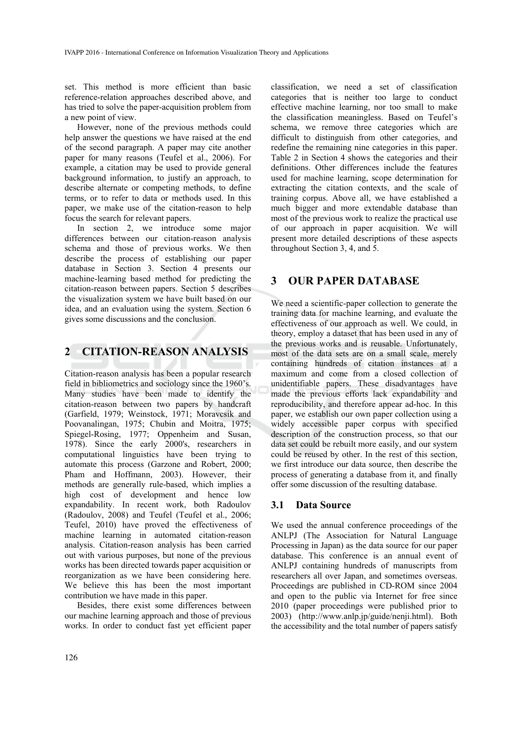set. This method is more efficient than basic reference-relation approaches described above, and has tried to solve the paper-acquisition problem from a new point of view.

However, none of the previous methods could help answer the questions we have raised at the end of the second paragraph. A paper may cite another paper for many reasons (Teufel et al., 2006). For example, a citation may be used to provide general background information, to justify an approach, to describe alternate or competing methods, to define terms, or to refer to data or methods used. In this paper, we make use of the citation-reason to help focus the search for relevant papers.

In section 2, we introduce some major differences between our citation-reason analysis schema and those of previous works. We then describe the process of establishing our paper database in Section 3. Section 4 presents our machine-learning based method for predicting the citation-reason between papers. Section 5 describes the visualization system we have built based on our idea, and an evaluation using the system. Section 6 gives some discussions and the conclusion.

## 2 CITATION-REASON ANALYSIS

Citation-reason analysis has been a popular research field in bibliometrics and sociology since the 1960's. Many studies have been made to identify the citation-reason between two papers by handcraft (Garfield, 1979; Weinstock, 1971; Moravcsik and Poovanalingan, 1975; Chubin and Moitra, 1975; Spiegel-Rosing, 1977; Oppenheim and Susan, 1978). Since the early 2000's, researchers in computational linguistics have been trying to automate this process (Garzone and Robert, 2000; Pham and Hoffmann, 2003). However, their methods are generally rule-based, which implies a high cost of development and hence low expandability. In recent work, both Radoulov (Radoulov, 2008) and Teufel (Teufel et al., 2006; Teufel, 2010) have proved the effectiveness of machine learning in automated citation-reason analysis. Citation-reason analysis has been carried out with various purposes, but none of the previous works has been directed towards paper acquisition or reorganization as we have been considering here. We believe this has been the most important contribution we have made in this paper.

Besides, there exist some differences between our machine learning approach and those of previous works. In order to conduct fast yet efficient paper classification, we need a set of classification categories that is neither too large to conduct effective machine learning, nor too small to make the classification meaningless. Based on Teufel's schema, we remove three categories which are difficult to distinguish from other categories, and redefine the remaining nine categories in this paper. Table 2 in Section 4 shows the categories and their definitions. Other differences include the features used for machine learning, scope determination for extracting the citation contexts, and the scale of training corpus. Above all, we have established a much bigger and more extendable database than most of the previous work to realize the practical use of our approach in paper acquisition. We will present more detailed descriptions of these aspects throughout Section 3, 4, and 5.

## 3 OUR PAPER DATABASE

We need a scientific-paper collection to generate the training data for machine learning, and evaluate the effectiveness of our approach as well. We could, in theory, employ a dataset that has been used in any of the previous works and is reusable. Unfortunately, most of the data sets are on a small scale, merely containing hundreds of citation instances at a maximum and come from a closed collection of unidentifiable papers. These disadvantages have made the previous efforts lack expandability and reproducibility, and therefore appear ad-hoc. In this paper, we establish our own paper collection using a widely accessible paper corpus with specified description of the construction process, so that our data set could be rebuilt more easily, and our system could be reused by other. In the rest of this section, we first introduce our data source, then describe the process of generating a database from it, and finally offer some discussion of the resulting database.

### 3.1 Data Source

We used the annual conference proceedings of the ANLPJ (The Association for Natural Language Processing in Japan) as the data source for our paper database. This conference is an annual event of ANLPJ containing hundreds of manuscripts from researchers all over Japan, and sometimes overseas. Proceedings are published in CD-ROM since 2004 and open to the public via Internet for free since 2010 (paper proceedings were published prior to 2003) (http://www.anlp.jp/guide/nenji.html). Both the accessibility and the total number of papers satisfy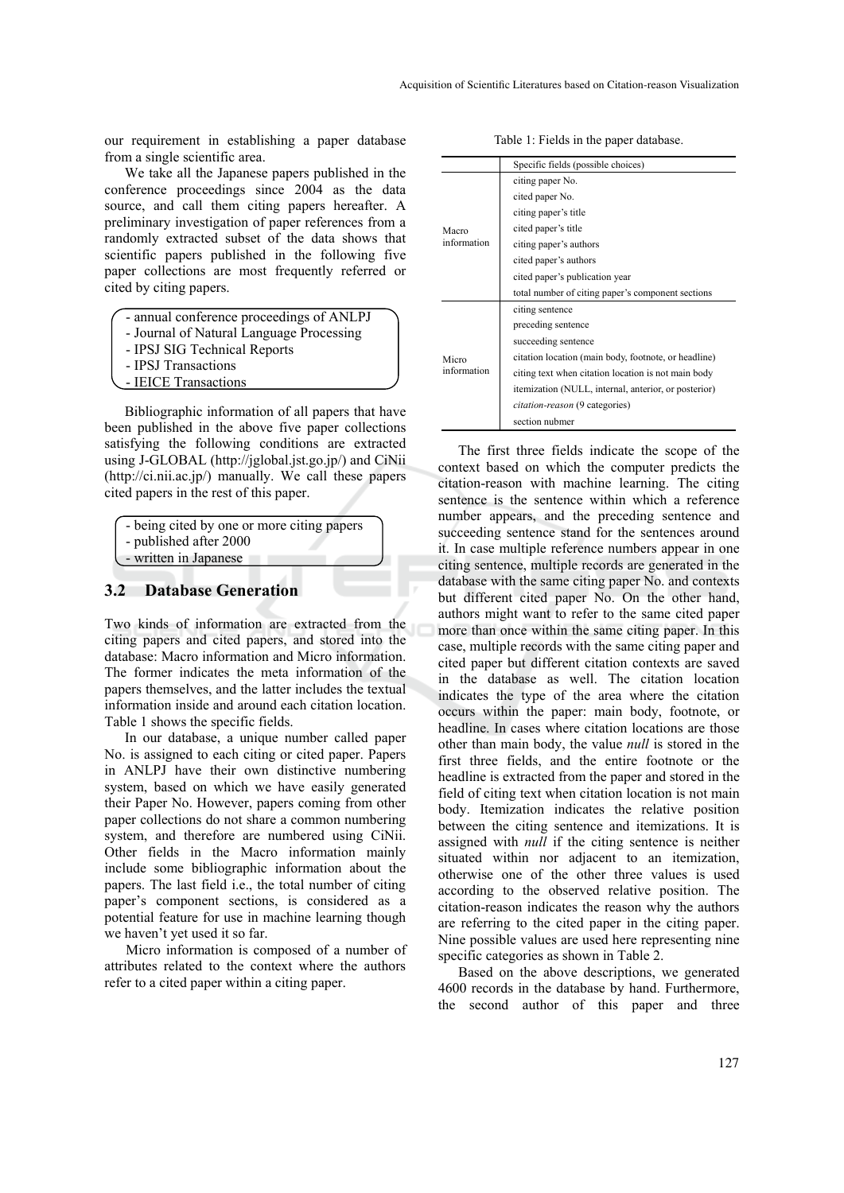our requirement in establishing a paper database from a single scientific area.

We take all the Japanese papers published in the conference proceedings since 2004 as the data source, and call them citing papers hereafter. A preliminary investigation of paper references from a randomly extracted subset of the data shows that scientific papers published in the following five paper collections are most frequently referred or cited by citing papers.

- annual conference proceedings of ANLPJ
- Journal of Natural Language Processing
- IPSJ SIG Technical Reports
- IPSJ Transactions
- IEICE Transactions

Bibliographic information of all papers that have been published in the above five paper collections satisfying the following conditions are extracted using J-GLOBAL (http://jglobal.jst.go.jp/) and CiNii (http://ci.nii.ac.jp/) manually. We call these papers cited papers in the rest of this paper.

- being cited by one or more citing papers
- published after 2000
- written in Japanese

## 3.2 Database Generation

Two kinds of information are extracted from the citing papers and cited papers, and stored into the database: Macro information and Micro information. The former indicates the meta information of the papers themselves, and the latter includes the textual information inside and around each citation location. Table 1 shows the specific fields.

In our database, a unique number called paper No. is assigned to each citing or cited paper. Papers in ANLPJ have their own distinctive numbering system, based on which we have easily generated their Paper No. However, papers coming from other paper collections do not share a common numbering system, and therefore are numbered using CiNii. Other fields in the Macro information mainly include some bibliographic information about the papers. The last field i.e., the total number of citing paper's component sections, is considered as a potential feature for use in machine learning though we haven't yet used it so far.

Micro information is composed of a number of attributes related to the context where the authors refer to a cited paper within a citing paper.

Table 1: Fields in the paper database.

| | Specific fields (possible choices) |
|---|---|
| Macro information | citing paper No. |
| | cited paper No. |
| | citing paper's title |
| | cited paper's title |
| | citing paper's authors |
| | cited paper's authors |
| | cited paper's publication year |
| | total number of citing paper's component sections |
| Micro information | citing sentence |
| | preceding sentence |
| | succeeding sentence |
| | citation location (main body, footnote, or headline) |
| | citing text when citation location is not main body |
| | itemization (NULL, internal, anterior, or posterior) |
| | *citation-reason* (9 categories) |
| | section nubmer |

The first three fields indicate the scope of the context based on which the computer predicts the citation-reason with machine learning. The citing sentence is the sentence within which a reference number appears, and the preceding sentence and succeeding sentence stand for the sentences around it. In case multiple reference numbers appear in one citing sentence, multiple records are generated in the database with the same citing paper No. and contexts but different cited paper No. On the other hand, authors might want to refer to the same cited paper more than once within the same citing paper. In this case, multiple records with the same citing paper and cited paper but different citation contexts are saved in the database as well. The citation location indicates the type of the area where the citation occurs within the paper: main body, footnote, or headline. In cases where citation locations are those other than main body, the value *null* is stored in the first three fields, and the entire footnote or the headline is extracted from the paper and stored in the field of citing text when citation location is not main body. Itemization indicates the relative position between the citing sentence and itemizations. It is assigned with *null* if the citing sentence is neither situated within nor adjacent to an itemization, otherwise one of the other three values is used according to the observed relative position. The citation-reason indicates the reason why the authors are referring to the cited paper in the citing paper. Nine possible values are used here representing nine specific categories as shown in Table 2.

Based on the above descriptions, we generated 4600 records in the database by hand. Furthermore, the second author of this paper and three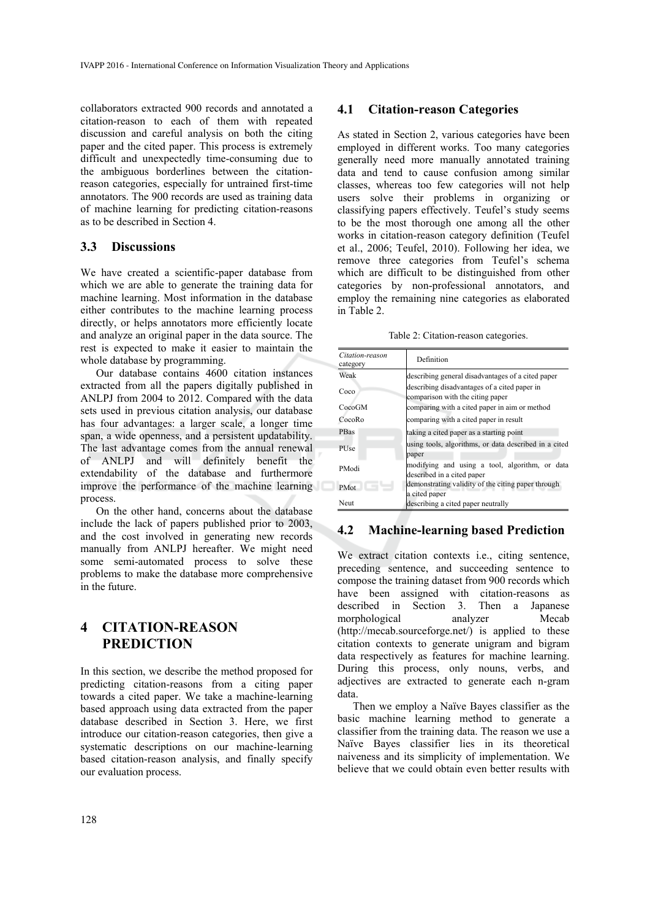collaborators extracted 900 records and annotated a citation-reason to each of them with repeated discussion and careful analysis on both the citing paper and the cited paper. This process is extremely difficult and unexpectedly time-consuming due to the ambiguous borderlines between the citation-reason categories, especially for untrained first-time annotators. The 900 records are used as training data of machine learning for predicting citation-reasons as to be described in Section 4.

### 3.3 Discussions

We have created a scientific-paper database from which we are able to generate the training data for machine learning. Most information in the database either contributes to the machine learning process directly, or helps annotators more efficiently locate and analyze an original paper in the data source. The rest is expected to make it easier to maintain the whole database by programming.

Our database contains 4600 citation instances extracted from all the papers digitally published in ANLPJ from 2004 to 2012. Compared with the data sets used in previous citation analysis, our database has four advantages: a larger scale, a longer time span, a wide openness, and a persistent updatability. The last advantage comes from the annual renewal of ANLPJ and will definitely benefit the extendability of the database and furthermore improve the performance of the machine learning process.

On the other hand, concerns about the database include the lack of papers published prior to 2003, and the cost involved in generating new records manually from ANLPJ hereafter. We might need some semi-automated process to solve these problems to make the database more comprehensive in the future.

## 4 CITATION-REASON PREDICTION

In this section, we describe the method proposed for predicting citation-reasons from a citing paper towards a cited paper. We take a machine-learning based approach using data extracted from the paper database described in Section 3. Here, we first introduce our citation-reason categories, then give a systematic descriptions on our machine-learning based citation-reason analysis, and finally specify our evaluation process.

### 4.1 Citation-reason Categories

As stated in Section 2, various categories have been employed in different works. Too many categories generally need more manually annotated training data and tend to cause confusion among similar classes, whereas too few categories will not help users solve their problems in organizing or classifying papers effectively. Teufel's study seems to be the most thorough one among all the other works in citation-reason category definition (Teufel et al., 2006; Teufel, 2010). Following her idea, we remove three categories from Teufel's schema which are difficult to be distinguished from other categories by non-professional annotators, and employ the remaining nine categories as elaborated in Table 2.

Table 2: Citation-reason categories.

| *Citation-reason category* | Definition |
|---|---|
| Weak | describing general disadvantages of a cited paper |
| Coco | describing disadvantages of a cited paper in comparison with the citing paper |
| CocoGM | comparing with a cited paper in aim or method |
| CocoRo | comparing with a cited paper in result |
| PBas | taking a cited paper as a starting point |
| PUse | using tools, algorithms, or data described in a cited paper |
| PModi | modifying and using a tool, algorithm, or data described in a cited paper |
| PMot | demonstrating validity of the citing paper through a cited paper |
| Neut | describing a cited paper neutrally |

### 4.2 Machine-learning based Prediction

We extract citation contexts i.e., citing sentence, preceding sentence, and succeeding sentence to compose the training dataset from 900 records which have been assigned with citation-reasons as described in Section 3. Then a Japanese morphological analyzer Mecab (http://mecab.sourceforge.net/) is applied to these citation contexts to generate unigram and bigram data respectively as features for machine learning. During this process, only nouns, verbs, and adjectives are extracted to generate each n-gram data.

Then we employ a Naïve Bayes classifier as the basic machine learning method to generate a classifier from the training data. The reason we use a Naïve Bayes classifier lies in its theoretical naiveness and its simplicity of implementation. We believe that we could obtain even better results with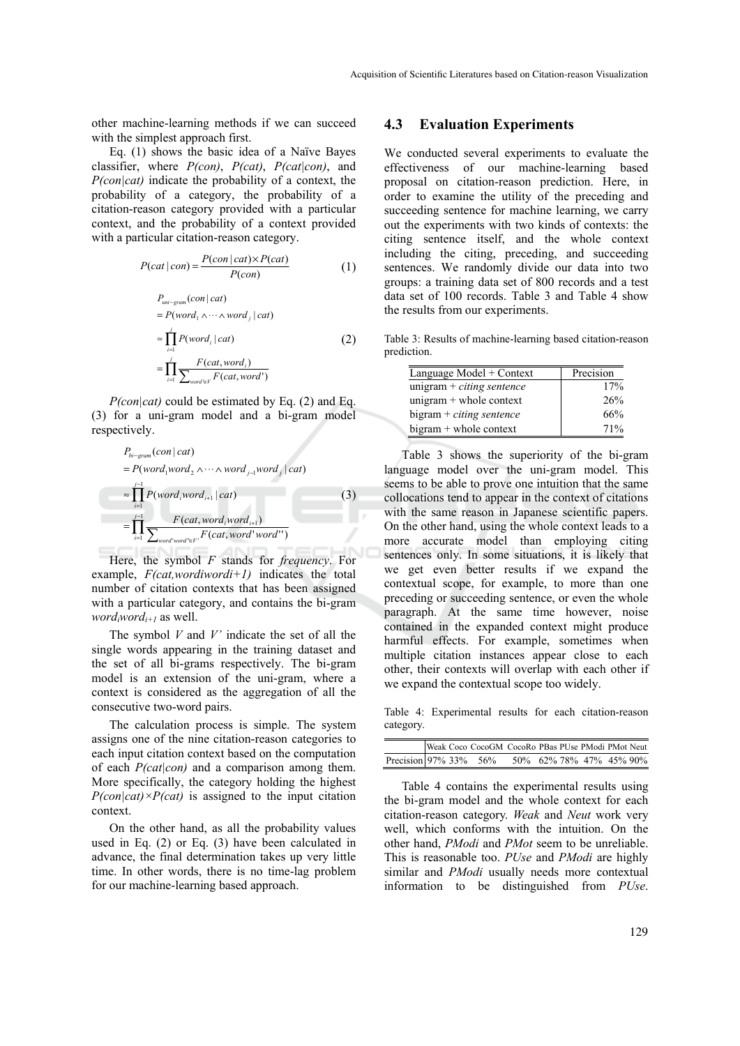other machine-learning methods if we can succeed with the simplest approach first.

Eq. (1) shows the basic idea of a Naïve Bayes classifier, where *P(con)*, *P(cat)*, *P(cat|con)*, and *P(con|cat)* indicate the probability of a context, the probability of a category, the probability of a citation-reason category provided with a particular context, and the probability of a context provided with a particular citation-reason category.

$$P(cat \mid con) = \frac{P(con \mid cat) \times P(cat)}{P(con)} \tag{1}$$

$$\begin{aligned}
& P_{uni-gram}(con \mid cat) \\
&= P(word_1 \wedge \cdots \wedge word_j \mid cat) \\
&\approx \prod_{i=1}^{j} P(word_i \mid cat) \\
&= \prod_{i=1}^{j} \frac{F(cat, word_i)}{\sum_{word' \in V} F(cat, word')}
\end{aligned} \tag{2}$$

*P(con|cat)* could be estimated by Eq. (2) and Eq. (3) for a uni-gram model and a bi-gram model respectively.

$$\begin{aligned}
& P_{bi-gram}(con \mid cat) \\
&= P(word_1 word_2 \wedge \cdots \wedge word_{j-1} word_j \mid cat) \\
&\approx \prod_{i=1}^{j-1} P(word_i word_{i+1} \mid cat) \\
&= \prod_{i=1}^{j-1} \frac{F(cat, word_i word_{i+1})}{\sum_{word' word'' \in V'} F(cat, word' word'')}
\end{aligned} \tag{3}$$

Here, the symbol *F* stands for *frequency*. For example, $F(cat, word_i word_{i+1})$ indicates the total number of citation contexts that has been assigned with a particular category, and contains the bi-gram $word_i word_{i+1}$ as well.

The symbol *V* and *V'* indicate the set of all the single words appearing in the training dataset and the set of all bi-grams respectively. The bi-gram model is an extension of the uni-gram, where a context is considered as the aggregation of all the consecutive two-word pairs.

The calculation process is simple. The system assigns one of the nine citation-reason categories to each input citation context based on the computation of each *P(cat|con)* and a comparison among them. More specifically, the category holding the highest $P(con|cat) \times P(cat)$ is assigned to the input citation context.

On the other hand, as all the probability values used in Eq. (2) or Eq. (3) have been calculated in advance, the final determination takes up very little time. In other words, there is no time-lag problem for our machine-learning based approach.

### 4.3 Evaluation Experiments

We conducted several experiments to evaluate the effectiveness of our machine-learning based proposal on citation-reason prediction. Here, in order to examine the utility of the preceding and succeeding sentence for machine learning, we carry out the experiments with two kinds of contexts: the citing sentence itself, and the whole context including the citing, preceding, and succeeding sentences. We randomly divide our data into two groups: a training data set of 800 records and a test data set of 100 records. Table 3 and Table 4 show the results from our experiments.

Table 3: Results of machine-learning based citation-reason prediction.

| Language Model + Context | Precision |
|---|---|
| unigram + *citing sentence* | 17% |
| unigram + whole context | 26% |
| bigram + *citing sentence* | 66% |
| bigram + whole context | 71% |

Table 3 shows the superiority of the bi-gram language model over the uni-gram model. This seems to be able to prove one intuition that the same collocations tend to appear in the context of citations with the same reason in Japanese scientific papers. On the other hand, using the whole context leads to a more accurate model than employing citing sentences only. In some situations, it is likely that we get even better results if we expand the contextual scope, for example, to more than one preceding or succeeding sentence, or even the whole paragraph. At the same time however, noise contained in the expanded context might produce harmful effects. For example, sometimes when multiple citation instances appear close to each other, their contexts will overlap with each other if we expand the contextual scope too widely.

Table 4: Experimental results for each citation-reason category.

| | Weak | Coco | CocoGM | CocoRo | PBas | PUse | PModi | PMot | Neut |
|---|---|---|---|---|---|---|---|---|---|
| Precision | 97% | 33% | 56% | 50% | 62% | 78% | 47% | 45% | 90% |

Table 4 contains the experimental results using the bi-gram model and the whole context for each citation-reason category. *Weak* and *Neut* work very well, which conforms with the intuition. On the other hand, *PModi* and *PMot* seem to be unreliable. This is reasonable too. *PUse* and *PModi* are highly similar and *PModi* usually needs more contextual information to be distinguished from *PUse*.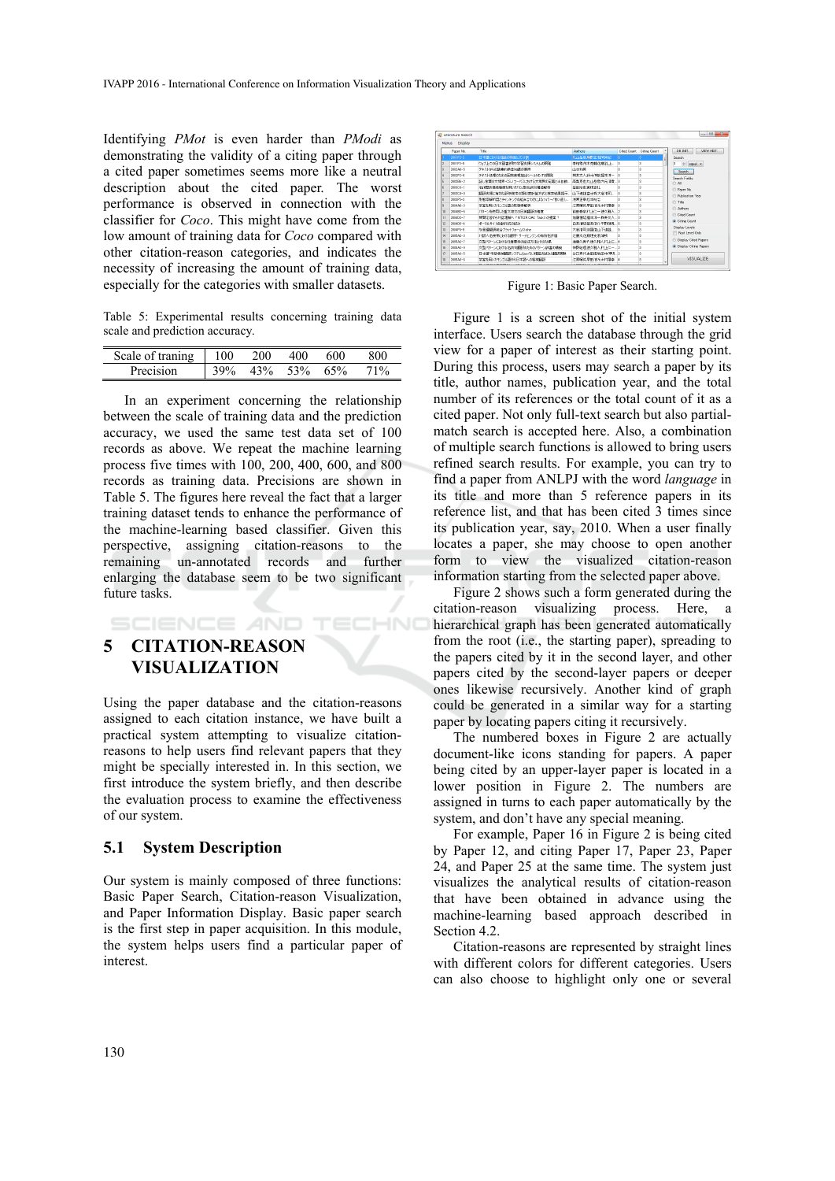Identifying *PMot* is even harder than *PModi* as demonstrating the validity of a citing paper through a cited paper sometimes seems more like a neutral description about the cited paper. The worst performance is observed in connection with the classifier for *Coco*. This might have come from the low amount of training data for *Coco* compared with other citation-reason categories, and indicates the necessity of increasing the amount of training data, especially for the categories with smaller datasets.

Table 5: Experimental results concerning training data scale and prediction accuracy.

| Scale of traning | 100 | 200 | 400 | 600 | 800 |
|---|---|---|---|---|---|
| Precision | 39% | 43% | 53% | 65% | 71% |

In an experiment concerning the relationship between the scale of training data and the prediction accuracy, we used the same test data set of 100 records as above. We repeat the machine learning process five times with 100, 200, 400, 600, and 800 records as training data. Precisions are shown in Table 5. The figures here reveal the fact that a larger training dataset tends to enhance the performance of the machine-learning based classifier. Given this perspective, assigning citation-reasons to the remaining un-annotated records and further enlarging the database seem to be two significant future tasks.

## 5 CITATION-REASON VISUALIZATION

Using the paper database and the citation-reasons assigned to each citation instance, we have built a practical system attempting to visualize citation-reasons to help users find relevant papers that they might be specially interested in. In this section, we first introduce the system briefly, and then describe the evaluation process to examine the effectiveness of our system.

### 5.1 System Description

Our system is mainly composed of three functions: Basic Paper Search, Citation-reason Visualization, and Paper Information Display. Basic paper search is the first step in paper acquisition. In this module, the system helps users find a particular paper of interest.

Figure 1: Basic Paper Search.

Figure 1 is a screen shot of the initial system interface. Users search the database through the grid view for a paper of interest as their starting point. During this process, users may search a paper by its title, author names, publication year, and the total number of its references or the total count of it as a cited paper. Not only full-text search but also partial-match search is accepted here. Also, a combination of multiple search functions is allowed to bring users refined search results. For example, you can try to find a paper from ANLPJ with the word *language* in its title and more than 5 reference papers in its reference list, and that has been cited 3 times since its publication year, say, 2010. When a user finally locates a paper, she may choose to open another form to view the visualized citation-reason information starting from the selected paper above.

Figure 2 shows such a form generated during the citation-reason visualizing process. Here, a hierarchical graph has been generated automatically from the root (i.e., the starting paper), spreading to the papers cited by it in the second layer, and other papers cited by the second-layer papers or deeper ones likewise recursively. Another kind of graph could be generated in a similar way for a starting paper by locating papers citing it recursively.

The numbered boxes in Figure 2 are actually document-like icons standing for papers. A paper being cited by an upper-layer paper is located in a lower position in Figure 2. The numbers are assigned in turns to each paper automatically by the system, and don't have any special meaning.

For example, Paper 16 in Figure 2 is being cited by Paper 12, and citing Paper 17, Paper 23, Paper 24, and Paper 25 at the same time. The system just visualizes the analytical results of citation-reason that have been obtained in advance using the machine-learning based approach described in Section 4.2.

Citation-reasons are represented by straight lines with different colors for different categories. Users can also choose to highlight only one or several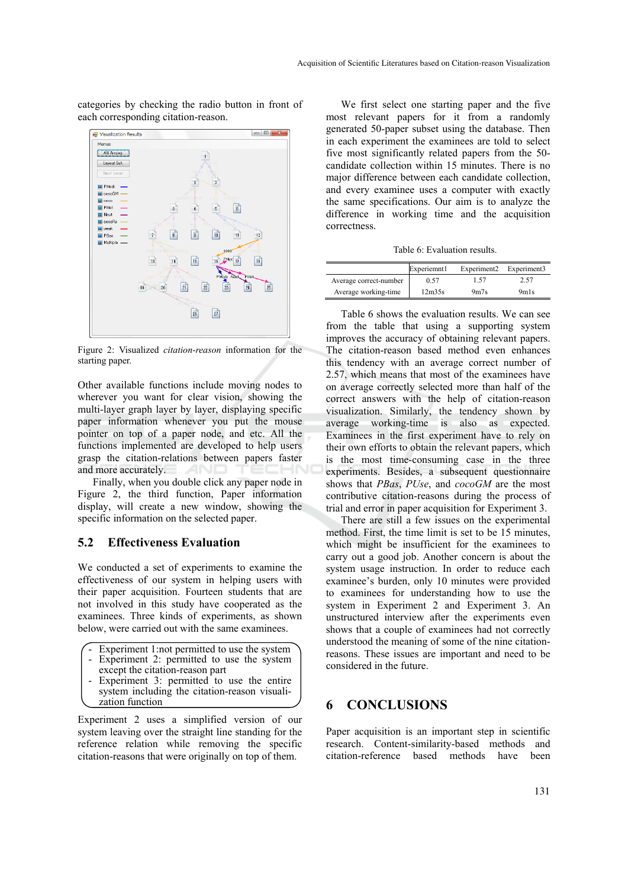categories by checking the radio button in front of each corresponding citation-reason.

Figure 2: Visualized *citation-reason* information for the starting paper.

Other available functions include moving nodes to wherever you want for clear vision, showing the multi-layer graph layer by layer, displaying specific paper information whenever you put the mouse pointer on top of a paper node, and etc. All the functions implemented are developed to help users grasp the citation-relations between papers faster and more accurately.

Finally, when you double click any paper node in Figure 2, the third function, Paper information display, will create a new window, showing the specific information on the selected paper.

## 5.2 Effectiveness Evaluation

We conducted a set of experiments to examine the effectiveness of our system in helping users with their paper acquisition. Fourteen students that are not involved in this study have cooperated as the examinees. Three kinds of experiments, as shown below, were carried out with the same examinees.

- Experiment 1:not permitted to use the system
- Experiment 2: permitted to use the system except the citation-reason part
- Experiment 3: permitted to use the entire system including the citation-reason visualization function

Experiment 2 uses a simplified version of our system leaving over the straight line standing for the reference relation while removing the specific citation-reasons that were originally on top of them.

We first select one starting paper and the five most relevant papers for it from a randomly generated 50-paper subset using the database. Then in each experiment the examinees are told to select five most significantly related papers from the 50-candidate collection within 15 minutes. There is no major difference between each candidate collection, and every examinee uses a computer with exactly the same specifications. Our aim is to analyze the difference in working time and the acquisition correctness.

Table 6: Evaluation results.

| | Experiemnt1 | Experiment2 | Experiment3 |
|---|---|---|---|
| Average correct-number | 0.57 | 1.57 | 2.57 |
| Average working-time | 12m35s | 9m7s | 9m1s |

Table 6 shows the evaluation results. We can see from the table that using a supporting system improves the accuracy of obtaining relevant papers. The citation-reason based method even enhances this tendency with an average correct number of 2.57, which means that most of the examinees have on average correctly selected more than half of the correct answers with the help of citation-reason visualization. Similarly, the tendency shown by average working-time is also as expected. Examinees in the first experiment have to rely on their own efforts to obtain the relevant papers, which is the most time-consuming case in the three experiments. Besides, a subsequent questionnaire shows that *PBas*, *PUse*, and *cocoGM* are the most contributive citation-reasons during the process of trial and error in paper acquisition for Experiment 3.

There are still a few issues on the experimental method. First, the time limit is set to be 15 minutes, which might be insufficient for the examinees to carry out a good job. Another concern is about the system usage instruction. In order to reduce each examinee's burden, only 10 minutes were provided to examinees for understanding how to use the system in Experiment 2 and Experiment 3. An unstructured interview after the experiments even shows that a couple of examinees had not correctly understood the meaning of some of the nine citation-reasons. These issues are important and need to be considered in the future.

# 6 CONCLUSIONS

Paper acquisition is an important step in scientific research. Content-similarity-based methods and citation-reference based methods have been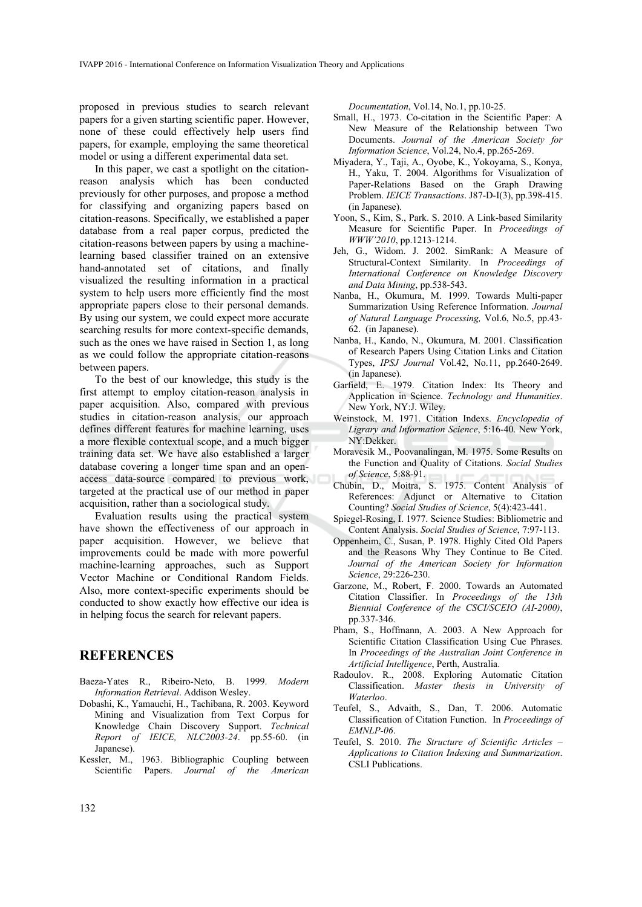proposed in previous studies to search relevant papers for a given starting scientific paper. However, none of these could effectively help users find papers, for example, employing the same theoretical model or using a different experimental data set.

In this paper, we cast a spotlight on the citation-reason analysis which has been conducted previously for other purposes, and propose a method for classifying and organizing papers based on citation-reasons. Specifically, we established a paper database from a real paper corpus, predicted the citation-reasons between papers by using a machine-learning based classifier trained on an extensive hand-annotated set of citations, and finally visualized the resulting information in a practical system to help users more efficiently find the most appropriate papers close to their personal demands. By using our system, we could expect more accurate searching results for more context-specific demands, such as the ones we have raised in Section 1, as long as we could follow the appropriate citation-reasons between papers.

To the best of our knowledge, this study is the first attempt to employ citation-reason analysis in paper acquisition. Also, compared with previous studies in citation-reason analysis, our approach defines different features for machine learning, uses a more flexible contextual scope, and a much bigger training data set. We have also established a larger database covering a longer time span and an open-access data-source compared to previous work, targeted at the practical use of our method in paper acquisition, rather than a sociological study.

Evaluation results using the practical system have shown the effectiveness of our approach in paper acquisition. However, we believe that improvements could be made with more powerful machine-learning approaches, such as Support Vector Machine or Conditional Random Fields. Also, more context-specific experiments should be conducted to show exactly how effective our idea is in helping focus the search for relevant papers.

## REFERENCES

Baeza-Yates R., Ribeiro-Neto, B. 1999. *Modern Information Retrieval*. Addison Wesley.

Dobashi, K., Yamauchi, H., Tachibana, R. 2003. Keyword Mining and Visualization from Text Corpus for Knowledge Chain Discovery Support. *Technical Report of IEICE, NLC2003-24*. pp.55-60. (in Japanese).

Kessler, M., 1963. Bibliographic Coupling between Scientific Papers. *Journal of the American Documentation*, Vol.14, No.1, pp.10-25.

Small, H., 1973. Co-citation in the Scientific Paper: A New Measure of the Relationship between Two Documents. *Journal of the American Society for Information Science*, Vol.24, No.4, pp.265-269.

Miyadera, Y., Taji, A., Oyobe, K., Yokoyama, S., Konya, H., Yaku, T. 2004. Algorithms for Visualization of Paper-Relations Based on the Graph Drawing Problem. *IEICE Transactions*. J87-D-I(3), pp.398-415. (in Japanese).

Yoon, S., Kim, S., Park. S. 2010. A Link-based Similarity Measure for Scientific Paper. In *Proceedings of WWW'2010*, pp.1213-1214.

Jeh, G., Widom. J. 2002. SimRank: A Measure of Structural-Context Similarity. In *Proceedings of International Conference on Knowledge Discovery and Data Mining*, pp.538-543.

Nanba, H., Okumura, M. 1999. Towards Multi-paper Summarization Using Reference Information. *Journal of Natural Language Processing,* Vol.6, No.5, pp.43-62. (in Japanese).

Nanba, H., Kando, N., Okumura, M. 2001. Classification of Research Papers Using Citation Links and Citation Types, *IPSJ Journal* Vol.42, No.11, pp.2640-2649. (in Japanese).

Garfield, E. 1979. Citation Index: Its Theory and Application in Science. *Technology and Humanities*. New York, NY:J. Wiley.

Weinstock, M. 1971. Citation Indexs. *Encyclopedia of Ligrary and Information Science*, 5:16-40. New York, NY:Dekker.

Moravcsik M., Poovanalingan, M. 1975. Some Results on the Function and Quality of Citations. *Social Studies of Science*, 5:88-91.

Chubin, D., Moitra, S. 1975. Content Analysis of References: Adjunct or Alternative to Citation Counting? *Social Studies of Science*, 5(4):423-441.

Spiegel-Rosing, I. 1977. Science Studies: Bibliometric and Content Analysis. *Social Studies of Science*, 7:97-113.

Oppenheim, C., Susan, P. 1978. Highly Cited Old Papers and the Reasons Why They Continue to Be Cited. *Journal of the American Society for Information Science*, 29:226-230.

Garzone, M., Robert, F. 2000. Towards an Automated Citation Classifier. In *Proceedings of the 13th Biennial Conference of the CSCI/SCEIO (AI-2000)*, pp.337-346.

Pham, S., Hoffmann, A. 2003. A New Approach for Scientific Citation Classification Using Cue Phrases. In *Proceedings of the Australian Joint Conference in Artificial Intelligence*, Perth, Australia.

Radoulov. R., 2008. Exploring Automatic Citation Classification. *Master thesis in University of Waterloo*.

Teufel, S., Advaith, S., Dan, T. 2006. Automatic Classification of Citation Function. In *Proceedings of EMNLP-06*.

Teufel, S. 2010. *The Structure of Scientific Articles – Applications to Citation Indexing and Summarization*. CSLI Publications.